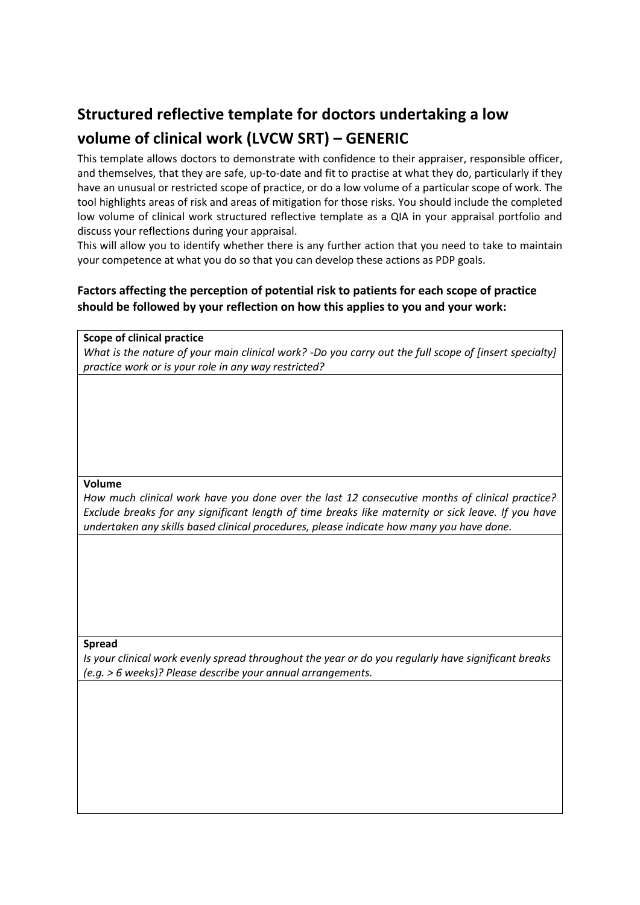# Structured reflective template for doctors undertaking a low volume of clinical work (LVCW SRT) – GENERIC

This template allows doctors to demonstrate with confidence to their appraiser, responsible officer, and themselves, that they are safe, up-to-date and fit to practise at what they do, particularly if they have an unusual or restricted scope of practice, or do a low volume of a particular scope of work. The tool highlights areas of risk and areas of mitigation for those risks. You should include the completed low volume of clinical work structured reflective template as a QIA in your appraisal portfolio and discuss your reflections during your appraisal.

This will allow you to identify whether there is any further action that you need to take to maintain your competence at what you do so that you can develop these actions as PDP goals.

### Factors affecting the perception of potential risk to patients for each scope of practice should be followed by your reflection on how this applies to you and your work:

| **Scope of clinical practice**<br>*What is the nature of your main clinical work? -Do you carry out the full scope of [insert specialty] practice work or is your role in any way restricted?* |
|---|
| |
| **Volume**<br>*How much clinical work have you done over the last 12 consecutive months of clinical practice? Exclude breaks for any significant length of time breaks like maternity or sick leave. If you have undertaken any skills based clinical procedures, please indicate how many you have done.* |
| |
| **Spread**<br>*Is your clinical work evenly spread throughout the year or do you regularly have significant breaks (e.g. > 6 weeks)? Please describe your annual arrangements.* |
| |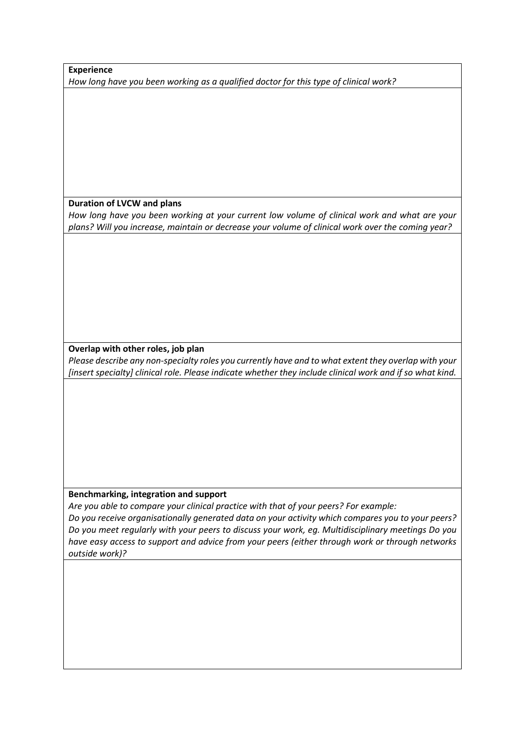**Experience**

*How long have you been working as a qualified doctor for this type of clinical work?*

**Duration of LVCW and plans**

*How long have you been working at your current low volume of clinical work and what are your plans? Will you increase, maintain or decrease your volume of clinical work over the coming year?*

**Overlap with other roles, job plan**

*Please describe any non-specialty roles you currently have and to what extent they overlap with your [insert specialty] clinical role. Please indicate whether they include clinical work and if so what kind.*

**Benchmarking, integration and support**

*Are you able to compare your clinical practice with that of your peers? For example:*
*Do you receive organisationally generated data on your activity which compares you to your peers? Do you meet regularly with your peers to discuss your work, eg. Multidisciplinary meetings Do you have easy access to support and advice from your peers (either through work or through networks outside work)?*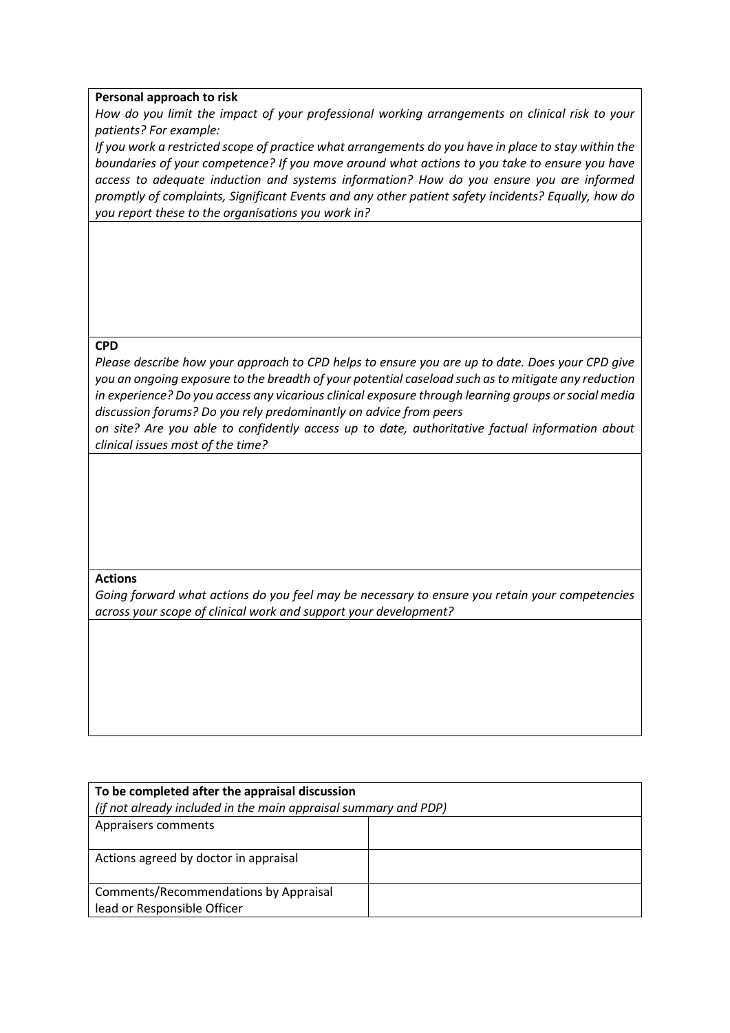**Personal approach to risk**

*How do you limit the impact of your professional working arrangements on clinical risk to your patients? For example:*

*If you work a restricted scope of practice what arrangements do you have in place to stay within the boundaries of your competence? If you move around what actions to you take to ensure you have access to adequate induction and systems information? How do you ensure you are informed promptly of complaints, Significant Events and any other patient safety incidents? Equally, how do you report these to the organisations you work in?*

**CPD**

*Please describe how your approach to CPD helps to ensure you are up to date. Does your CPD give you an ongoing exposure to the breadth of your potential caseload such as to mitigate any reduction in experience? Do you access any vicarious clinical exposure through learning groups or social media discussion forums? Do you rely predominantly on advice from peers on site? Are you able to confidently access up to date, authoritative factual information about clinical issues most of the time?*

**Actions**

*Going forward what actions do you feel may be necessary to ensure you retain your competencies across your scope of clinical work and support your development?*

| **To be completed after the appraisal discussion** *(if not already included in the main appraisal summary and PDP)* | |
|---|---|
| Appraisers comments | |
| Actions agreed by doctor in appraisal | |
| Comments/Recommendations by Appraisal lead or Responsible Officer | |